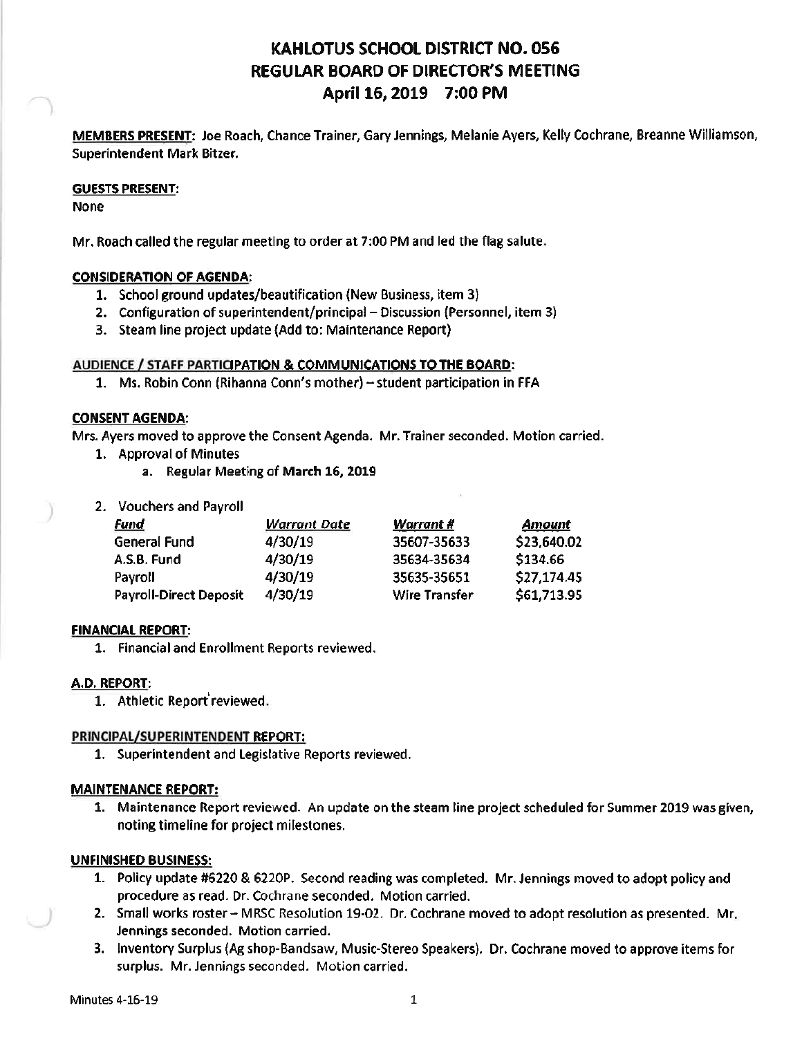# KAHLOTUS SCHOOL DISTRICT NO. 056
## REGULAR BOARD OF DIRECTOR'S MEETING
## April 16, 2019 7:00 PM

**MEMBERS PRESENT:** Joe Roach, Chance Trainer, Gary Jennings, Melanie Ayers, Kelly Cochrane, Breanne Williamson, Superintendent Mark Bitzer.

**GUESTS PRESENT:**
None

Mr. Roach called the regular meeting to order at 7:00 PM and led the flag salute.

**CONSIDERATION OF AGENDA:**

1. School ground updates/beautification (New Business, item 3)
2. Configuration of superintendent/principal – Discussion (Personnel, item 3)
3. Steam line project update (Add to: Maintenance Report)

**AUDIENCE / STAFF PARTICIPATION & COMMUNICATIONS TO THE BOARD:**

1. Ms. Robin Conn (Rihanna Conn's mother) – student participation in FFA

**CONSENT AGENDA:**
Mrs. Ayers moved to approve the Consent Agenda. Mr. Trainer seconded. Motion carried.

1. Approval of Minutes
   a. Regular Meeting of **March 16, 2019**

2. Vouchers and Payroll

| *Fund* | *Warrant Date* | *Warrant #* | *Amount* |
|---|---|---|---|
| General Fund | 4/30/19 | 35607-35633 | $23,640.02 |
| A.S.B. Fund | 4/30/19 | 35634-35634 | $134.66 |
| Payroll | 4/30/19 | 35635-35651 | $27,174.45 |
| Payroll-Direct Deposit | 4/30/19 | Wire Transfer | $61,713.95 |

**FINANCIAL REPORT:**

1. Financial and Enrollment Reports reviewed.

**A.D. REPORT:**

1. Athletic Report reviewed.

**PRINCIPAL/SUPERINTENDENT REPORT:**

1. Superintendent and Legislative Reports reviewed.

**MAINTENANCE REPORT:**

1. Maintenance Report reviewed. An update on the steam line project scheduled for Summer 2019 was given, noting timeline for project milestones.

**UNFINISHED BUSINESS:**

1. Policy update #6220 & 6220P. Second reading was completed. Mr. Jennings moved to adopt policy and procedure as read. Dr. Cochrane seconded. Motion carried.
2. Small works roster – MRSC Resolution 19-02. Dr. Cochrane moved to adopt resolution as presented. Mr. Jennings seconded. Motion carried.
3. Inventory Surplus (Ag shop-Bandsaw, Music-Stereo Speakers). Dr. Cochrane moved to approve items for surplus. Mr. Jennings seconded. Motion carried.

Minutes 4-16-19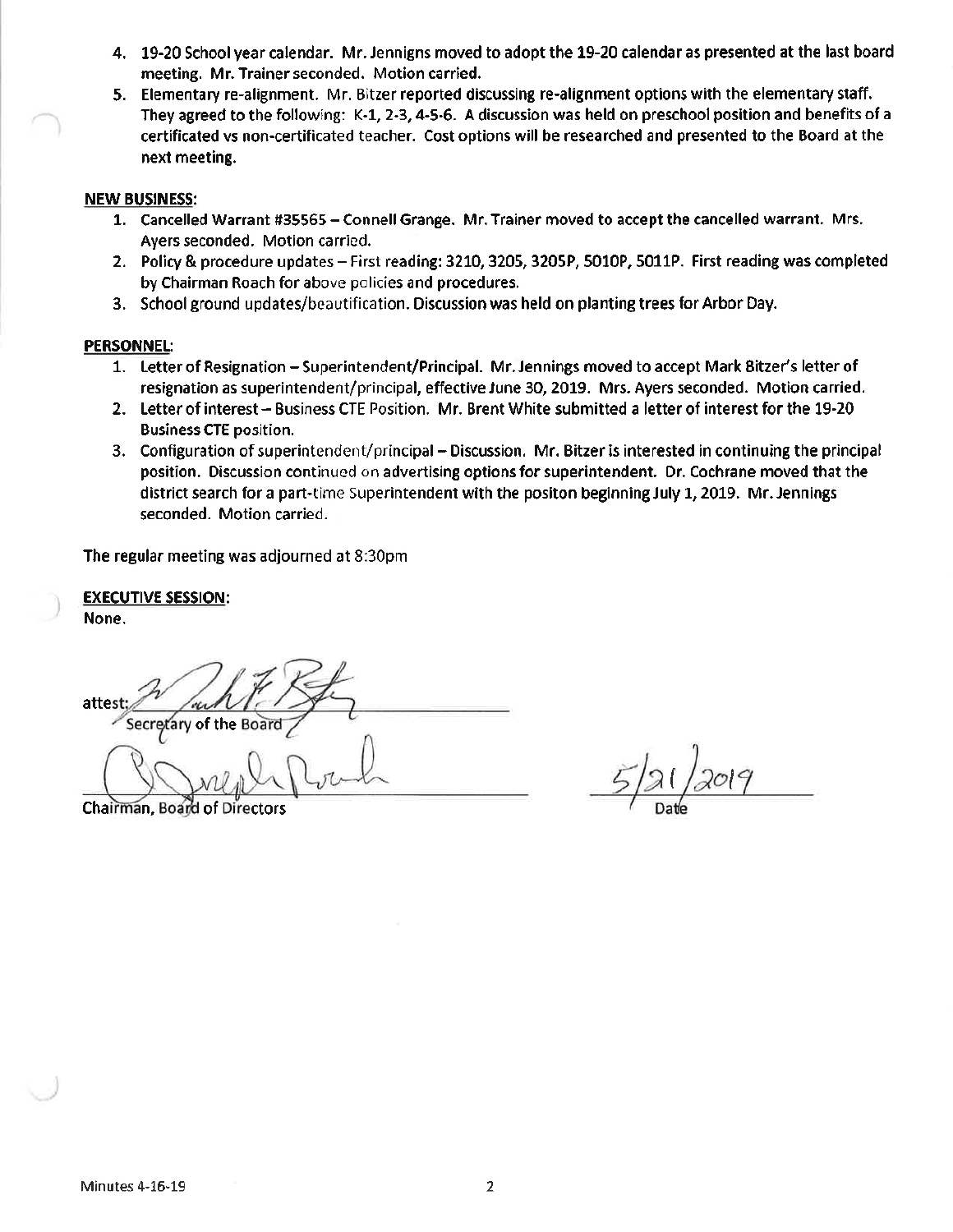4. 19-20 School year calendar. Mr. Jennigns moved to adopt the 19-20 calendar as presented at the last board meeting. Mr. Trainer seconded. Motion carried.
5. Elementary re-alignment. Mr. Bitzer reported discussing re-alignment options with the elementary staff. They agreed to the following: K-1, 2-3, 4-5-6. A discussion was held on preschool position and benefits of a certificated vs non-certificated teacher. Cost options will be researched and presented to the Board at the next meeting.

**NEW BUSINESS:**

1. Cancelled Warrant #35565 – Connell Grange. Mr. Trainer moved to accept the cancelled warrant. Mrs. Ayers seconded. Motion carried.
2. Policy & procedure updates – First reading: 3210, 3205, 3205P, 5010P, 5011P. First reading was completed by Chairman Roach for above policies and procedures.
3. School ground updates/beautification. Discussion was held on planting trees for Arbor Day.

**PERSONNEL:**

1. Letter of Resignation – Superintendent/Principal. Mr. Jennings moved to accept Mark Bitzer's letter of resignation as superintendent/principal, effective June 30, 2019. Mrs. Ayers seconded. Motion carried.
2. Letter of interest – Business CTE Position. Mr. Brent White submitted a letter of interest for the 19-20 Business CTE position.
3. Configuration of superintendent/principal – Discussion. Mr. Bitzer is interested in continuing the principal position. Discussion continued on advertising options for superintendent. Dr. Cochrane moved that the district search for a part-time Superintendent with the positon beginning July 1, 2019. Mr. Jennings seconded. Motion carried.

The regular meeting was adjourned at 8:30pm

**EXECUTIVE SESSION:**
None.

attest: ______________________
Secretary of the Board

______________________
Chairman, Board of Directors

5/21/2019
Date

Minutes 4-16-19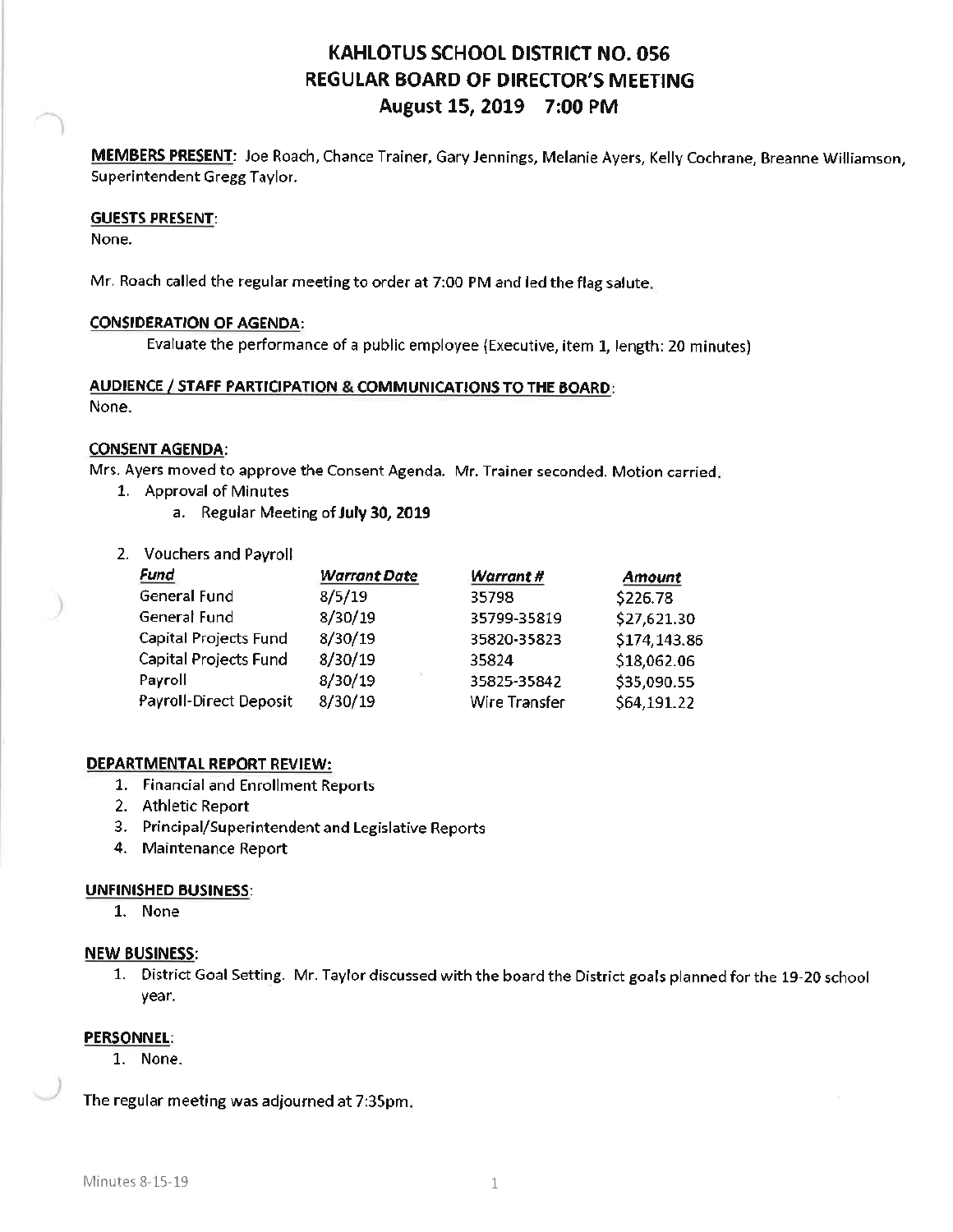# KAHLOTUS SCHOOL DISTRICT NO. 056
# REGULAR BOARD OF DIRECTOR'S MEETING
# August 15, 2019 7:00 PM

**MEMBERS PRESENT:** Joe Roach, Chance Trainer, Gary Jennings, Melanie Ayers, Kelly Cochrane, Breanne Williamson, Superintendent Gregg Taylor.

**GUESTS PRESENT:**
None.

Mr. Roach called the regular meeting to order at 7:00 PM and led the flag salute.

**CONSIDERATION OF AGENDA:**

Evaluate the performance of a public employee (Executive, item 1, length: 20 minutes)

**AUDIENCE / STAFF PARTICIPATION & COMMUNICATIONS TO THE BOARD:**
None.

**CONSENT AGENDA:**
Mrs. Ayers moved to approve the Consent Agenda. Mr. Trainer seconded. Motion carried.

1. Approval of Minutes
   a. Regular Meeting of **July 30, 2019**
2. Vouchers and Payroll

| *Fund* | *Warrant Date* | *Warrant #* | *Amount* |
|---|---|---|---|
| General Fund | 8/5/19 | 35798 | $226.78 |
| General Fund | 8/30/19 | 35799-35819 | $27,621.30 |
| Capital Projects Fund | 8/30/19 | 35820-35823 | $174,143.86 |
| Capital Projects Fund | 8/30/19 | 35824 | $18,062.06 |
| Payroll | 8/30/19 | 35825-35842 | $35,090.55 |
| Payroll-Direct Deposit | 8/30/19 | Wire Transfer | $64,191.22 |

**DEPARTMENTAL REPORT REVIEW:**

1. Financial and Enrollment Reports
2. Athletic Report
3. Principal/Superintendent and Legislative Reports
4. Maintenance Report

**UNFINISHED BUSINESS:**

1. None

**NEW BUSINESS:**

1. District Goal Setting. Mr. Taylor discussed with the board the District goals planned for the 19-20 school year.

**PERSONNEL:**

1. None.

The regular meeting was adjourned at 7:35pm.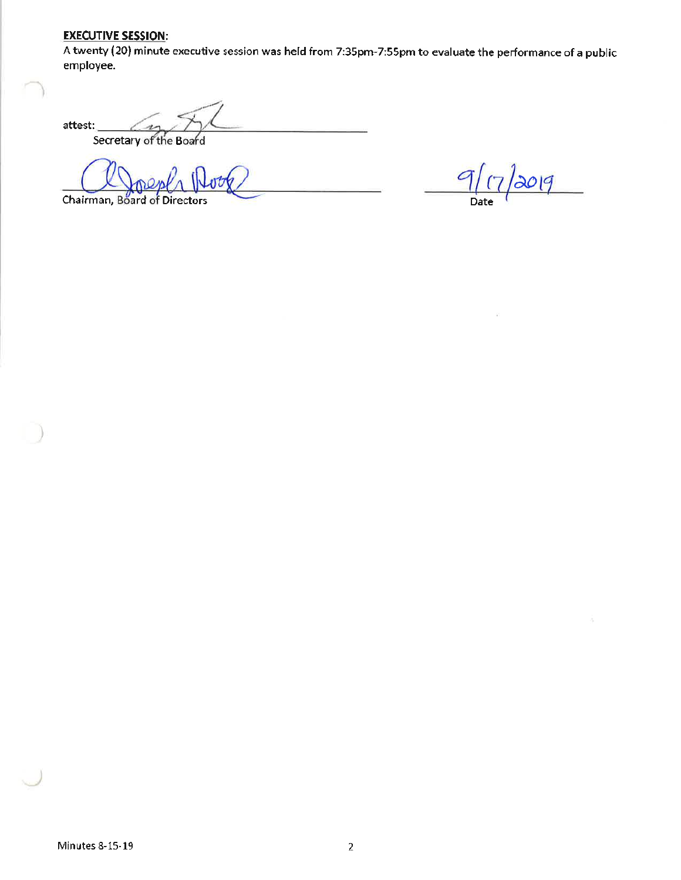**EXECUTIVE SESSION:**

A twenty (20) minute executive session was held from 7:35pm-7:55pm to evaluate the performance of a public employee.

attest: ______________________________

Secretary of the Board

______________________________ 9/17/2019

Chairman, Board of Directors Date

Minutes 8-15-19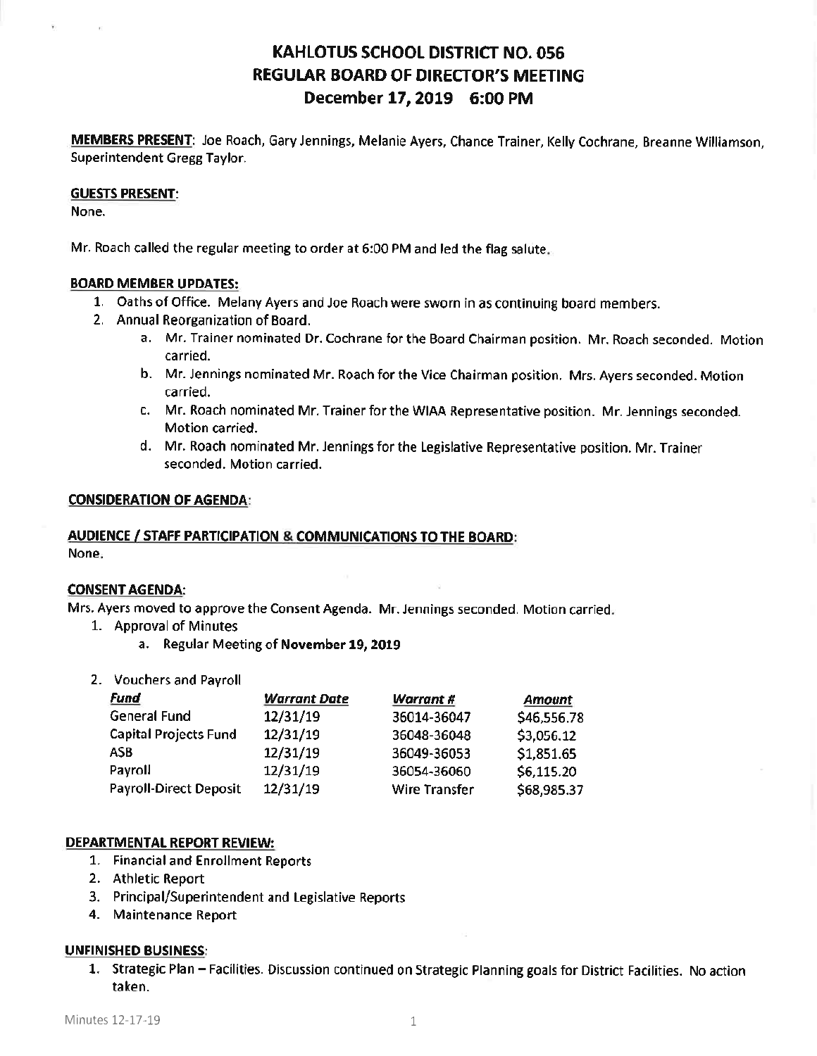# KAHLOTUS SCHOOL DISTRICT NO. 056
# REGULAR BOARD OF DIRECTOR'S MEETING
# December 17, 2019 6:00 PM

**MEMBERS PRESENT**: Joe Roach, Gary Jennings, Melanie Ayers, Chance Trainer, Kelly Cochrane, Breanne Williamson, Superintendent Gregg Taylor.

**GUESTS PRESENT:**
None.

Mr. Roach called the regular meeting to order at 6:00 PM and led the flag salute.

**BOARD MEMBER UPDATES:**

1. Oaths of Office. Melany Ayers and Joe Roach were sworn in as continuing board members.
2. Annual Reorganization of Board.
   a. Mr. Trainer nominated Dr. Cochrane for the Board Chairman position. Mr. Roach seconded. Motion carried.
   b. Mr. Jennings nominated Mr. Roach for the Vice Chairman position. Mrs. Ayers seconded. Motion carried.
   c. Mr. Roach nominated Mr. Trainer for the WIAA Representative position. Mr. Jennings seconded. Motion carried.
   d. Mr. Roach nominated Mr. Jennings for the Legislative Representative position. Mr. Trainer seconded. Motion carried.

**CONSIDERATION OF AGENDA:**

**AUDIENCE / STAFF PARTICIPATION & COMMUNICATIONS TO THE BOARD:**
None.

**CONSENT AGENDA:**
Mrs. Ayers moved to approve the Consent Agenda. Mr. Jennings seconded. Motion carried.

1. Approval of Minutes
   a. Regular Meeting of **November 19, 2019**

2. Vouchers and Payroll

| *Fund* | *Warrant Date* | *Warrant #* | *Amount* |
|---|---|---|---|
| General Fund | 12/31/19 | 36014-36047 | $46,556.78 |
| Capital Projects Fund | 12/31/19 | 36048-36048 | $3,056.12 |
| ASB | 12/31/19 | 36049-36053 | $1,851.65 |
| Payroll | 12/31/19 | 36054-36060 | $6,115.20 |
| Payroll-Direct Deposit | 12/31/19 | Wire Transfer | $68,985.37 |

**DEPARTMENTAL REPORT REVIEW:**

1. Financial and Enrollment Reports
2. Athletic Report
3. Principal/Superintendent and Legislative Reports
4. Maintenance Report

**UNFINISHED BUSINESS:**

1. Strategic Plan – Facilities. Discussion continued on Strategic Planning goals for District Facilities. No action taken.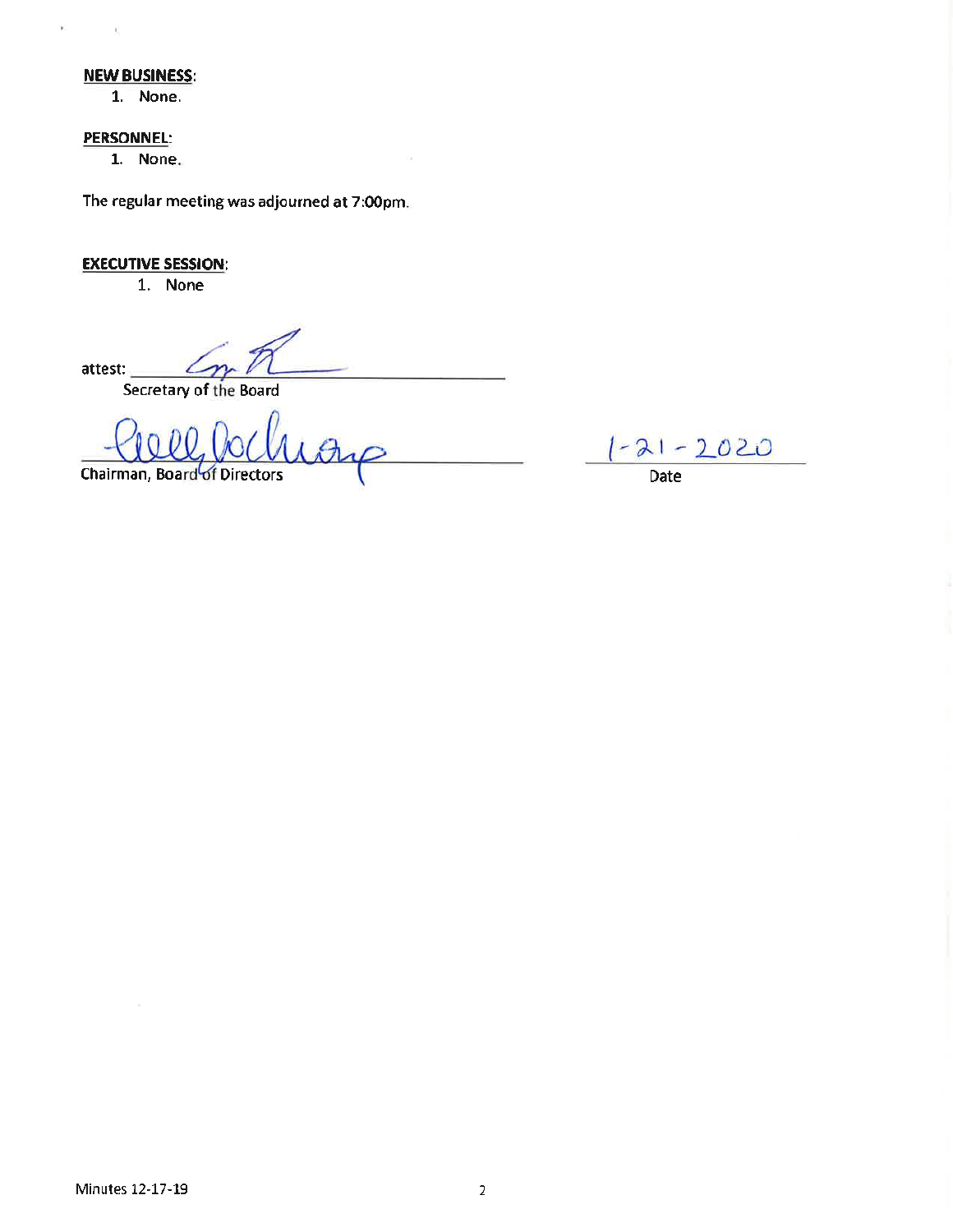**NEW BUSINESS:**

1. None.

**PERSONNEL:**

1. None.

The regular meeting was adjourned at 7:00pm.

**EXECUTIVE SESSION:**

1. None

attest: ______________________
Secretary of the Board

______________________ 1-21-2020
Chairman, Board of Directors Date

Minutes 12-17-19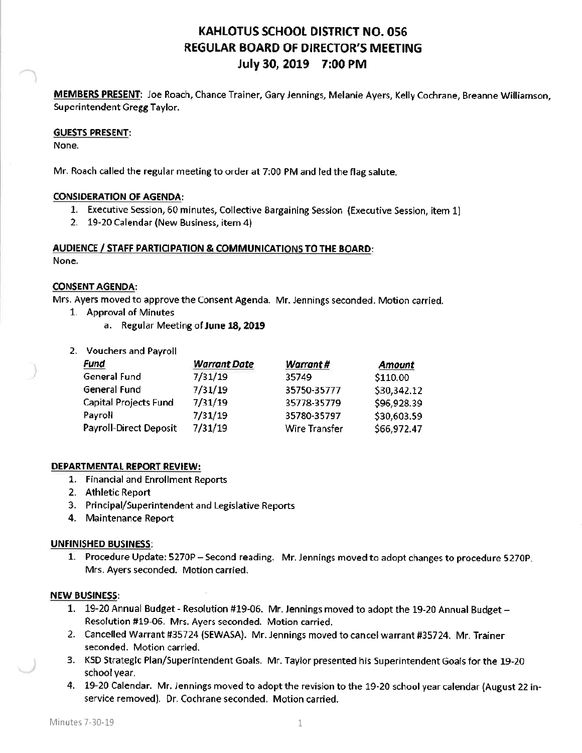# KAHLOTUS SCHOOL DISTRICT NO. 056
# REGULAR BOARD OF DIRECTOR'S MEETING
## July 30, 2019 7:00 PM

**MEMBERS PRESENT**: Joe Roach, Chance Trainer, Gary Jennings, Melanie Ayers, Kelly Cochrane, Breanne Williamson, Superintendent Gregg Taylor.

**GUESTS PRESENT**:
None.

Mr. Roach called the regular meeting to order at 7:00 PM and led the flag salute.

**CONSIDERATION OF AGENDA**:
1. Executive Session, 60 minutes, Collective Bargaining Session (Executive Session, item 1)
2. 19-20 Calendar (New Business, item 4)

**AUDIENCE / STAFF PARTICIPATION & COMMUNICATIONS TO THE BOARD**:
None.

**CONSENT AGENDA**:
Mrs. Ayers moved to approve the Consent Agenda. Mr. Jennings seconded. Motion carried.
1. Approval of Minutes
   a. Regular Meeting of **June 18, 2019**
2. Vouchers and Payroll

| *Fund* | *Warrant Date* | *Warrant #* | *Amount* |
|---|---|---|---|
| General Fund | 7/31/19 | 35749 | $110.00 |
| General Fund | 7/31/19 | 35750-35777 | $30,342.12 |
| Capital Projects Fund | 7/31/19 | 35778-35779 | $96,928.39 |
| Payroll | 7/31/19 | 35780-35797 | $30,603.59 |
| Payroll-Direct Deposit | 7/31/19 | Wire Transfer | $66,972.47 |

**DEPARTMENTAL REPORT REVIEW:**
1. Financial and Enrollment Reports
2. Athletic Report
3. Principal/Superintendent and Legislative Reports
4. Maintenance Report

**UNFINISHED BUSINESS**:
1. Procedure Update: 5270P – Second reading. Mr. Jennings moved to adopt changes to procedure 5270P. Mrs. Ayers seconded. Motion carried.

**NEW BUSINESS**:
1. 19-20 Annual Budget - Resolution #19-06. Mr. Jennings moved to adopt the 19-20 Annual Budget – Resolution #19-06. Mrs. Ayers seconded. Motion carried.
2. Cancelled Warrant #35724 (SEWASA). Mr. Jennings moved to cancel warrant #35724. Mr. Trainer seconded. Motion carried.
3. KSD Strategic Plan/Superintendent Goals. Mr. Taylor presented his Superintendent Goals for the 19-20 school year.
4. 19-20 Calendar. Mr. Jennings moved to adopt the revision to the 19-20 school year calendar (August 22 in-service removed). Dr. Cochrane seconded. Motion carried.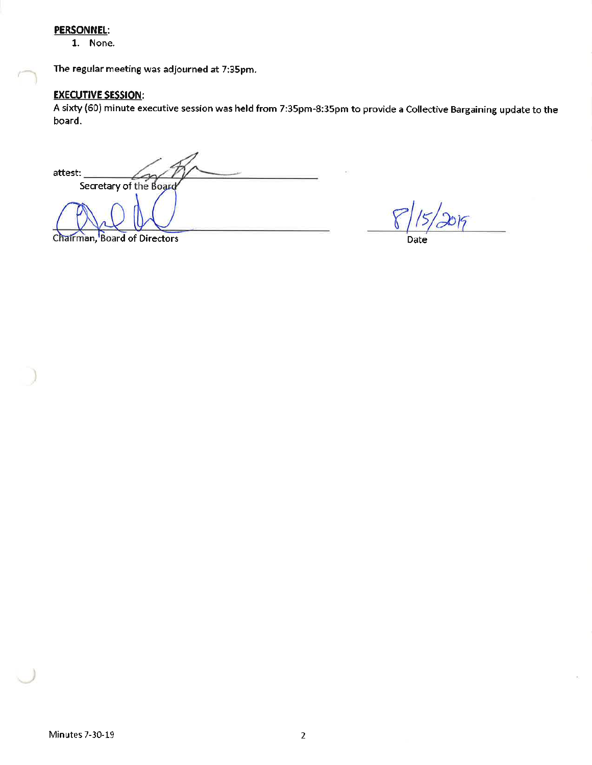**PERSONNEL:**

1. None.

The regular meeting was adjourned at 7:35pm.

**EXECUTIVE SESSION:**

A sixty (60) minute executive session was held from 7:35pm-8:35pm to provide a Collective Bargaining update to the board.

attest: ______________________________
Secretary of the Board

______________________________
Chairman, Board of Directors

8/15/2019
Date

Minutes 7-30-19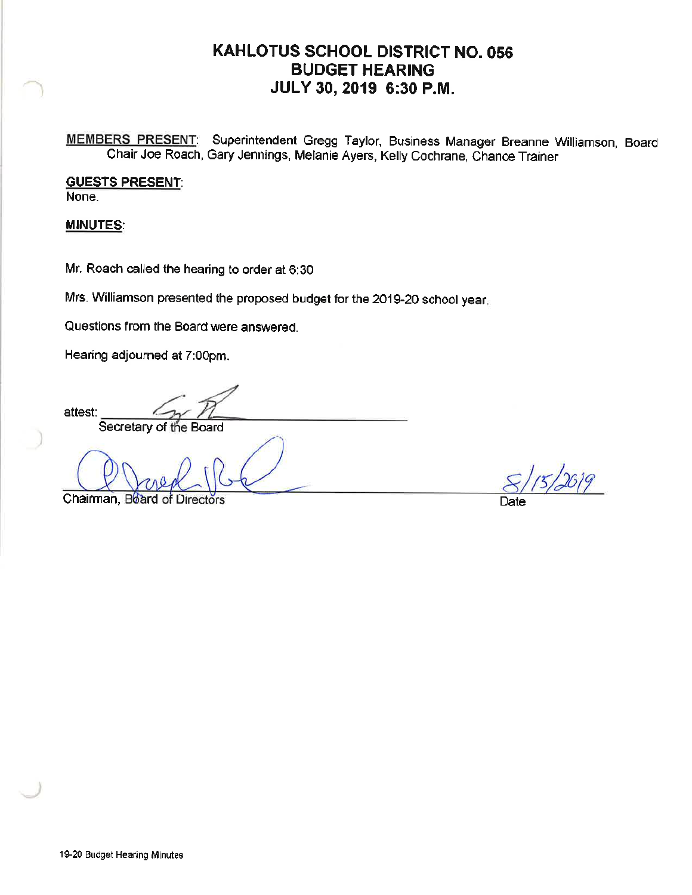# KAHLOTUS SCHOOL DISTRICT NO. 056
# BUDGET HEARING
# JULY 30, 2019 6:30 P.M.

**MEMBERS PRESENT**: Superintendent Gregg Taylor, Business Manager Breanne Williamson, Board Chair Joe Roach, Gary Jennings, Melanie Ayers, Kelly Cochrane, Chance Trainer

**GUESTS PRESENT**:
None.

**MINUTES**:

Mr. Roach called the hearing to order at 6:30

Mrs. Williamson presented the proposed budget for the 2019-20 school year.

Questions from the Board were answered.

Hearing adjourned at 7:00pm.

attest: ______________________________
Secretary of the Board

______________________________ 8/15/2019
Chairman, Board of Directors Date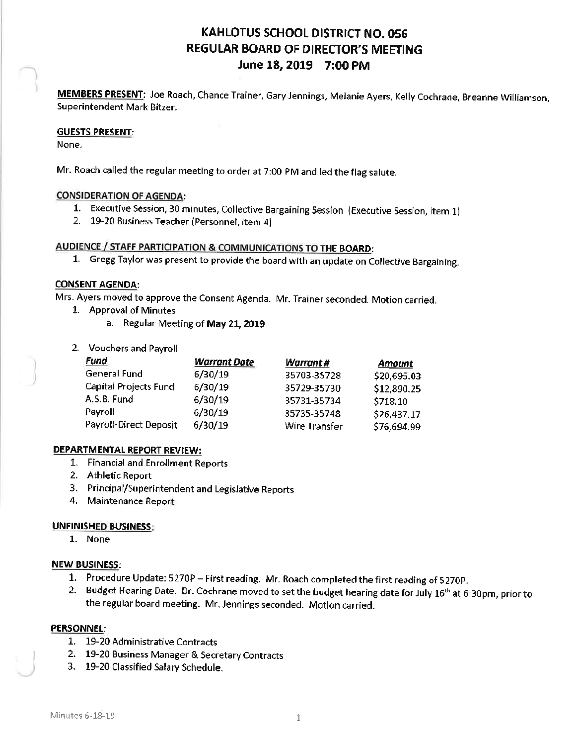# KAHLOTUS SCHOOL DISTRICT NO. 056
## REGULAR BOARD OF DIRECTOR'S MEETING
### June 18, 2019 7:00 PM

**MEMBERS PRESENT:** Joe Roach, Chance Trainer, Gary Jennings, Melanie Ayers, Kelly Cochrane, Breanne Williamson, Superintendent Mark Bitzer.

**GUESTS PRESENT:**
None.

Mr. Roach called the regular meeting to order at 7:00 PM and led the flag salute.

**CONSIDERATION OF AGENDA:**

1. Executive Session, 30 minutes, Collective Bargaining Session (Executive Session, item 1)
2. 19-20 Business Teacher (Personnel, item 4)

**AUDIENCE / STAFF PARTICIPATION & COMMUNICATIONS TO THE BOARD:**

1. Gregg Taylor was present to provide the board with an update on Collective Bargaining.

**CONSENT AGENDA:**
Mrs. Ayers moved to approve the Consent Agenda. Mr. Trainer seconded. Motion carried.

1. Approval of Minutes
   a. Regular Meeting of **May 21, 2019**
2. Vouchers and Payroll

| ***Fund*** | ***Warrant Date*** | ***Warrant #*** | ***Amount*** |
|---|---|---|---|
| General Fund | 6/30/19 | 35703-35728 | $20,695.03 |
| Capital Projects Fund | 6/30/19 | 35729-35730 | $12,890.25 |
| A.S.B. Fund | 6/30/19 | 35731-35734 | $718.10 |
| Payroll | 6/30/19 | 35735-35748 | $26,437.17 |
| Payroll-Direct Deposit | 6/30/19 | Wire Transfer | $76,694.99 |

**DEPARTMENTAL REPORT REVIEW:**

1. Financial and Enrollment Reports
2. Athletic Report
3. Principal/Superintendent and Legislative Reports
4. Maintenance Report

**UNFINISHED BUSINESS:**

1. None

**NEW BUSINESS:**

1. Procedure Update: 5270P – First reading. Mr. Roach completed the first reading of 5270P.
2. Budget Hearing Date. Dr. Cochrane moved to set the budget hearing date for July 16th at 6:30pm, prior to the regular board meeting. Mr. Jennings seconded. Motion carried.

**PERSONNEL:**

1. 19-20 Administrative Contracts
2. 19-20 Business Manager & Secretary Contracts
3. 19-20 Classified Salary Schedule.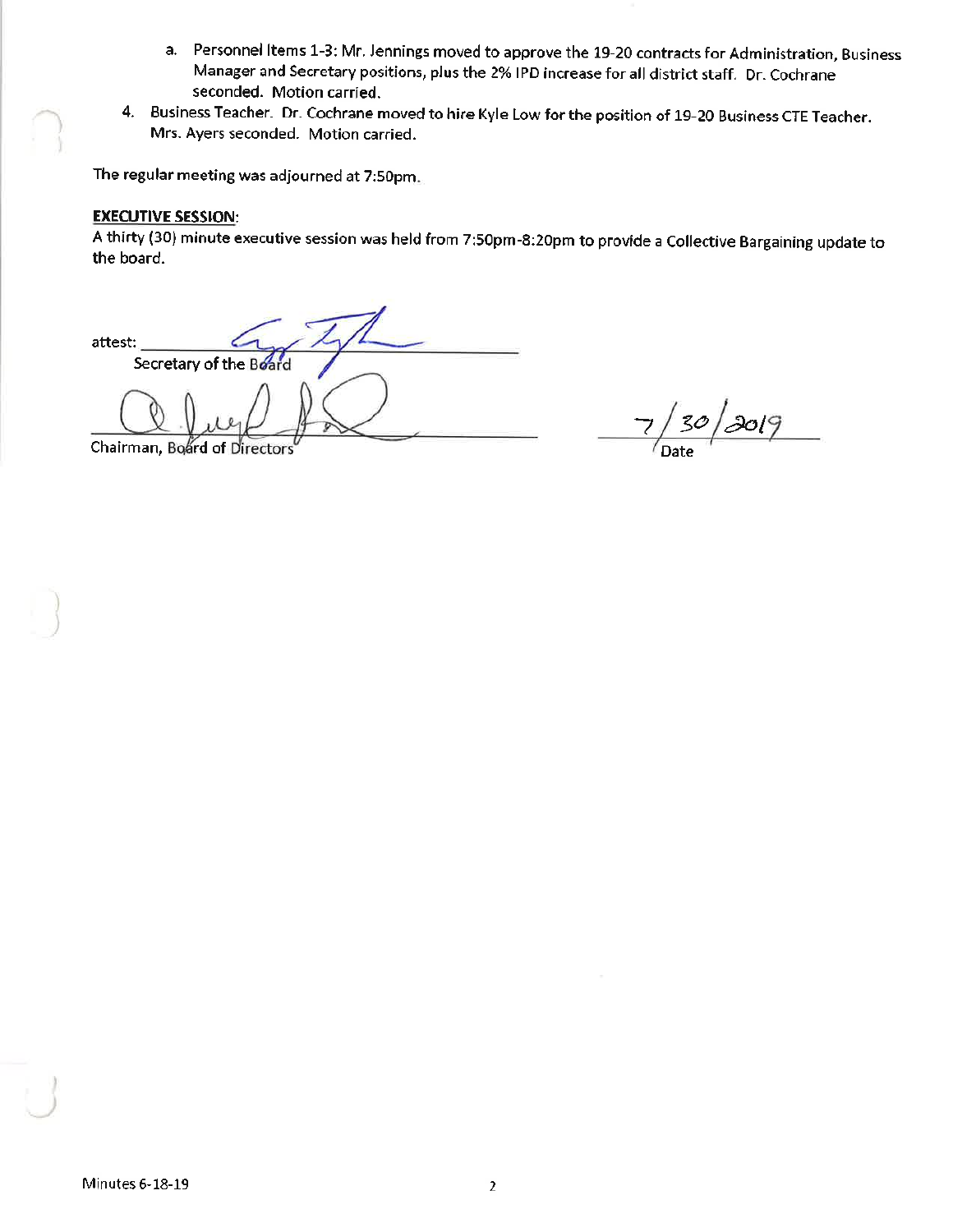a. Personnel Items 1-3: Mr. Jennings moved to approve the 19-20 contracts for Administration, Business Manager and Secretary positions, plus the 2% IPD increase for all district staff. Dr. Cochrane seconded. Motion carried.

4. Business Teacher. Dr. Cochrane moved to hire Kyle Low for the position of 19-20 Business CTE Teacher. Mrs. Ayers seconded. Motion carried.

The regular meeting was adjourned at 7:50pm.

**EXECUTIVE SESSION:**

A thirty (30) minute executive session was held from 7:50pm-8:20pm to provide a Collective Bargaining update to the board.

attest: ______________________________
Secretary of the Board

______________________________
Chairman, Board of Directors

7/30/2019
Date

Minutes 6-18-19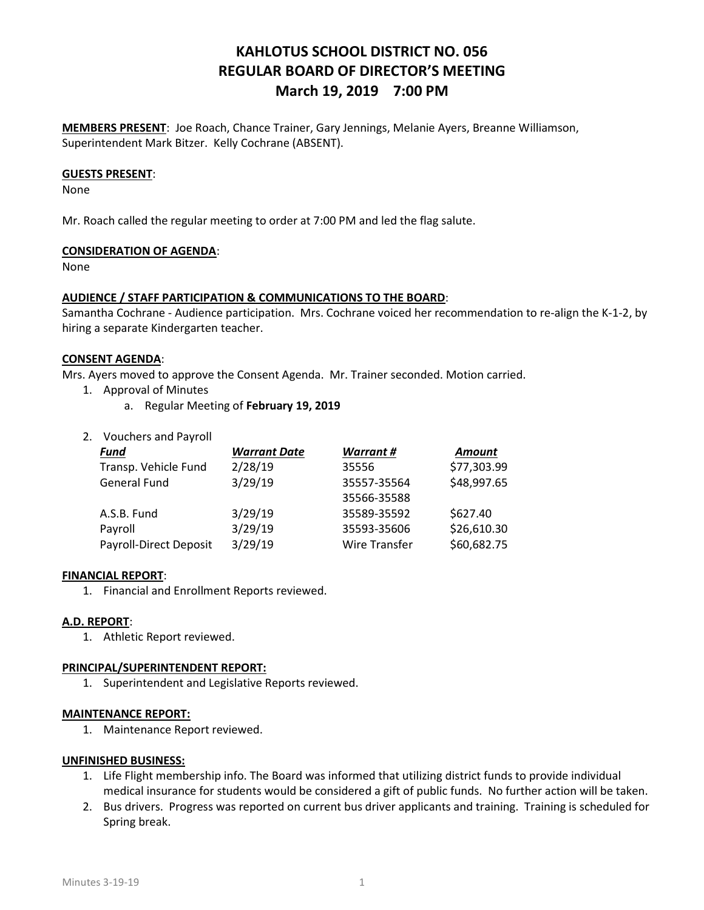# KAHLOTUS SCHOOL DISTRICT NO. 056
## REGULAR BOARD OF DIRECTOR'S MEETING
## March 19, 2019 7:00 PM

**MEMBERS PRESENT**: Joe Roach, Chance Trainer, Gary Jennings, Melanie Ayers, Breanne Williamson, Superintendent Mark Bitzer. Kelly Cochrane (ABSENT).

**GUESTS PRESENT**:
None

Mr. Roach called the regular meeting to order at 7:00 PM and led the flag salute.

**CONSIDERATION OF AGENDA**:
None

**AUDIENCE / STAFF PARTICIPATION & COMMUNICATIONS TO THE BOARD**:
Samantha Cochrane - Audience participation. Mrs. Cochrane voiced her recommendation to re-align the K-1-2, by hiring a separate Kindergarten teacher.

**CONSENT AGENDA**:
Mrs. Ayers moved to approve the Consent Agenda. Mr. Trainer seconded. Motion carried.

1. Approval of Minutes
   a. Regular Meeting of **February 19, 2019**

2. Vouchers and Payroll

| *Fund* | *Warrant Date* | *Warrant #* | *Amount* |
|---|---|---|---|
| Transp. Vehicle Fund | 2/28/19 | 35556 | $77,303.99 |
| General Fund | 3/29/19 | 35557-35564<br>35566-35588 | $48,997.65 |
| A.S.B. Fund | 3/29/19 | 35589-35592 | $627.40 |
| Payroll | 3/29/19 | 35593-35606 | $26,610.30 |
| Payroll-Direct Deposit | 3/29/19 | Wire Transfer | $60,682.75 |

**FINANCIAL REPORT**:
1. Financial and Enrollment Reports reviewed.

**A.D. REPORT**:
1. Athletic Report reviewed.

**PRINCIPAL/SUPERINTENDENT REPORT:**
1. Superintendent and Legislative Reports reviewed.

**MAINTENANCE REPORT:**
1. Maintenance Report reviewed.

**UNFINISHED BUSINESS:**
1. Life Flight membership info. The Board was informed that utilizing district funds to provide individual medical insurance for students would be considered a gift of public funds. No further action will be taken.
2. Bus drivers. Progress was reported on current bus driver applicants and training. Training is scheduled for Spring break.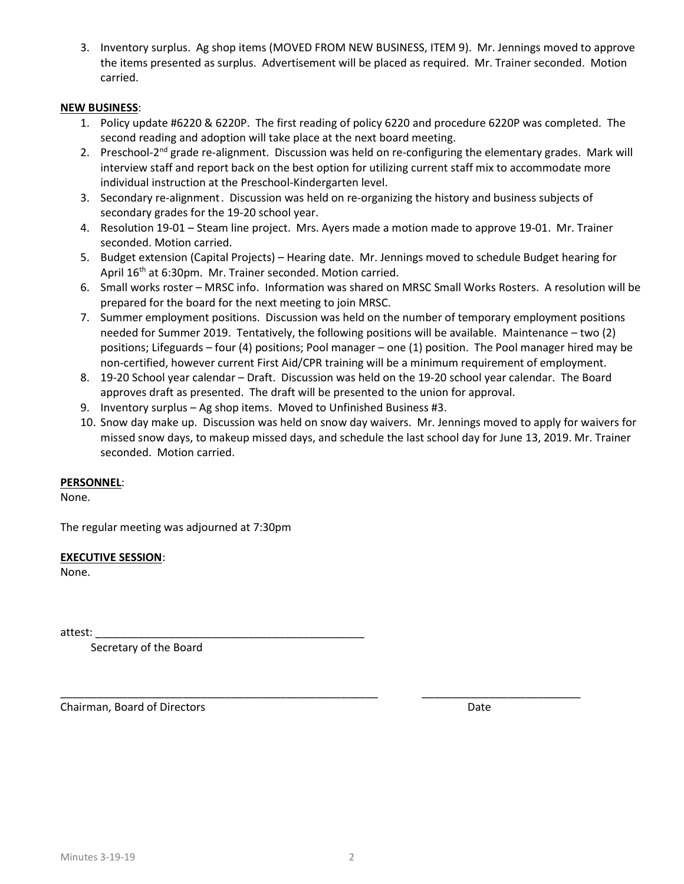3. Inventory surplus. Ag shop items (MOVED FROM NEW BUSINESS, ITEM 9). Mr. Jennings moved to approve the items presented as surplus. Advertisement will be placed as required. Mr. Trainer seconded. Motion carried.

**NEW BUSINESS**:

1. Policy update #6220 & 6220P. The first reading of policy 6220 and procedure 6220P was completed. The second reading and adoption will take place at the next board meeting.
2. Preschool-2nd grade re-alignment. Discussion was held on re-configuring the elementary grades. Mark will interview staff and report back on the best option for utilizing current staff mix to accommodate more individual instruction at the Preschool-Kindergarten level.
3. Secondary re-alignment. Discussion was held on re-organizing the history and business subjects of secondary grades for the 19-20 school year.
4. Resolution 19-01 – Steam line project. Mrs. Ayers made a motion made to approve 19-01. Mr. Trainer seconded. Motion carried.
5. Budget extension (Capital Projects) – Hearing date. Mr. Jennings moved to schedule Budget hearing for April 16th at 6:30pm. Mr. Trainer seconded. Motion carried.
6. Small works roster – MRSC info. Information was shared on MRSC Small Works Rosters. A resolution will be prepared for the board for the next meeting to join MRSC.
7. Summer employment positions. Discussion was held on the number of temporary employment positions needed for Summer 2019. Tentatively, the following positions will be available. Maintenance – two (2) positions; Lifeguards – four (4) positions; Pool manager – one (1) position. The Pool manager hired may be non-certified, however current First Aid/CPR training will be a minimum requirement of employment.
8. 19-20 School year calendar – Draft. Discussion was held on the 19-20 school year calendar. The Board approves draft as presented. The draft will be presented to the union for approval.
9. Inventory surplus – Ag shop items. Moved to Unfinished Business #3.
10. Snow day make up. Discussion was held on snow day waivers. Mr. Jennings moved to apply for waivers for missed snow days, to makeup missed days, and schedule the last school day for June 13, 2019. Mr. Trainer seconded. Motion carried.

**PERSONNEL**:
None.

The regular meeting was adjourned at 7:30pm

**EXECUTIVE SESSION**:
None.

attest: ______________________________________________
Secretary of the Board

______________________________________________________ ___________________________
Chairman, Board of Directors Date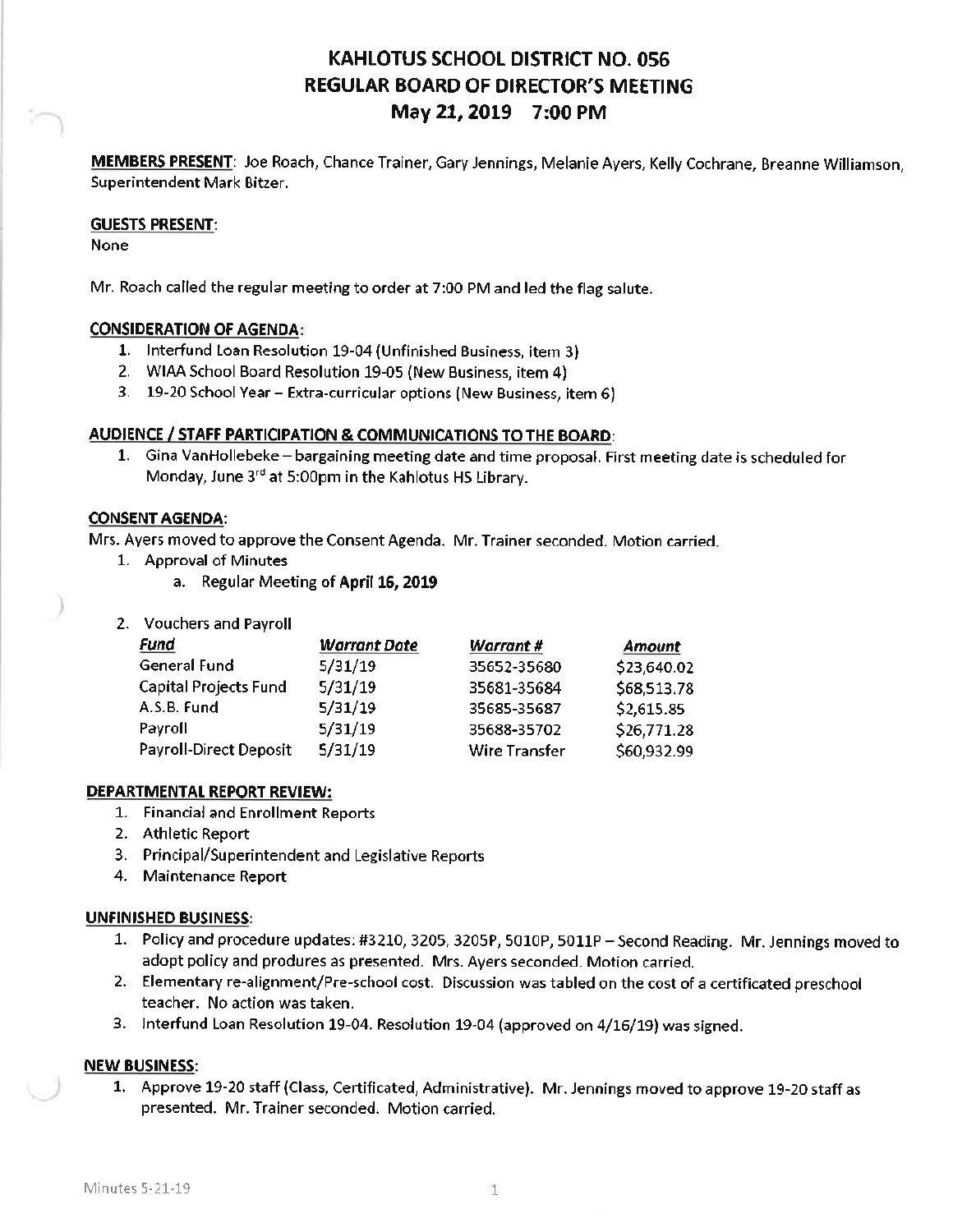# KAHLOTUS SCHOOL DISTRICT NO. 056
# REGULAR BOARD OF DIRECTOR'S MEETING
## May 21, 2019 7:00 PM

**MEMBERS PRESENT**: Joe Roach, Chance Trainer, Gary Jennings, Melanie Ayers, Kelly Cochrane, Breanne Williamson, Superintendent Mark Bitzer.

**GUESTS PRESENT**:
None

Mr. Roach called the regular meeting to order at 7:00 PM and led the flag salute.

**CONSIDERATION OF AGENDA**:

1. Interfund Loan Resolution 19-04 (Unfinished Business, item 3)
2. WIAA School Board Resolution 19-05 (New Business, item 4)
3. 19-20 School Year – Extra-curricular options (New Business, item 6)

**AUDIENCE / STAFF PARTICIPATION & COMMUNICATIONS TO THE BOARD**:

1. Gina VanHollebeke – bargaining meeting date and time proposal. First meeting date is scheduled for Monday, June 3rd at 5:00pm in the Kahlotus HS Library.

**CONSENT AGENDA**:

Mrs. Ayers moved to approve the Consent Agenda. Mr. Trainer seconded. Motion carried.

1. Approval of Minutes
   a. Regular Meeting of **April 16, 2019**
2. Vouchers and Payroll

| *Fund* | *Warrant Date* | *Warrant #* | *Amount* |
|---|---|---|---|
| General Fund | 5/31/19 | 35652-35680 | $23,640.02 |
| Capital Projects Fund | 5/31/19 | 35681-35684 | $68,513.78 |
| A.S.B. Fund | 5/31/19 | 35685-35687 | $2,615.85 |
| Payroll | 5/31/19 | 35688-35702 | $26,771.28 |
| Payroll-Direct Deposit | 5/31/19 | Wire Transfer | $60,932.99 |

**DEPARTMENTAL REPORT REVIEW:**

1. Financial and Enrollment Reports
2. Athletic Report
3. Principal/Superintendent and Legislative Reports
4. Maintenance Report

**UNFINISHED BUSINESS**:

1. Policy and procedure updates: #3210, 3205, 3205P, 5010P, 5011P – Second Reading. Mr. Jennings moved to adopt policy and produres as presented. Mrs. Ayers seconded. Motion carried.
2. Elementary re-alignment/Pre-school cost. Discussion was tabled on the cost of a certificated preschool teacher. No action was taken.
3. Interfund Loan Resolution 19-04. Resolution 19-04 (approved on 4/16/19) was signed.

**NEW BUSINESS**:

1. Approve 19-20 staff (Class, Certificated, Administrative). Mr. Jennings moved to approve 19-20 staff as presented. Mr. Trainer seconded. Motion carried.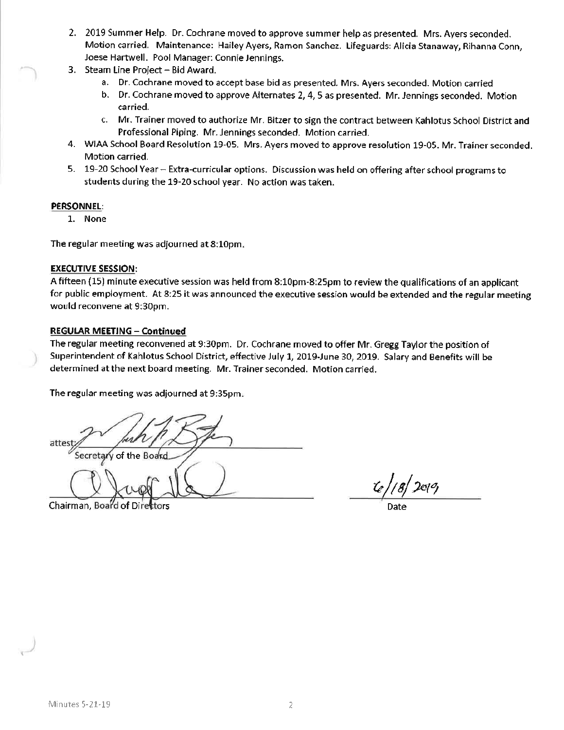2. 2019 Summer Help. Dr. Cochrane moved to approve summer help as presented. Mrs. Ayers seconded. Motion carried. Maintenance: Hailey Ayers, Ramon Sanchez. Lifeguards: Alicia Stanaway, Rihanna Conn, Joese Hartwell. Pool Manager: Connie Jennings.
3. Steam Line Project – Bid Award.
   a. Dr. Cochrane moved to accept base bid as presented. Mrs. Ayers seconded. Motion carried
   b. Dr. Cochrane moved to approve Alternates 2, 4, 5 as presented. Mr. Jennings seconded. Motion carried.
   c. Mr. Trainer moved to authorize Mr. Bitzer to sign the contract between Kahlotus School District and Professional Piping. Mr. Jennings seconded. Motion carried.
4. WIAA School Board Resolution 19-05. Mrs. Ayers moved to approve resolution 19-05. Mr. Trainer seconded. Motion carried.
5. 19-20 School Year – Extra-curricular options. Discussion was held on offering after school programs to students during the 19-20 school year. No action was taken.

**PERSONNEL**:

1. None

The regular meeting was adjourned at 8:10pm.

**EXECUTIVE SESSION**:

A fifteen (15) minute executive session was held from 8:10pm-8:25pm to review the qualifications of an applicant for public employment. At 8:25 it was announced the executive session would be extended and the regular meeting would reconvene at 9:30pm.

**REGULAR MEETING – Continued**

The regular meeting reconvened at 9:30pm. Dr. Cochrane moved to offer Mr. Gregg Taylor the position of Superintendent of Kahlotus School District, effective July 1, 2019-June 30, 2019. Salary and Benefits will be determined at the next board meeting. Mr. Trainer seconded. Motion carried.

The regular meeting was adjourned at 9:35pm.

attest: ______________________
Secretary of the Board

______________________
Chairman, Board of Directors

6/18/2019
Date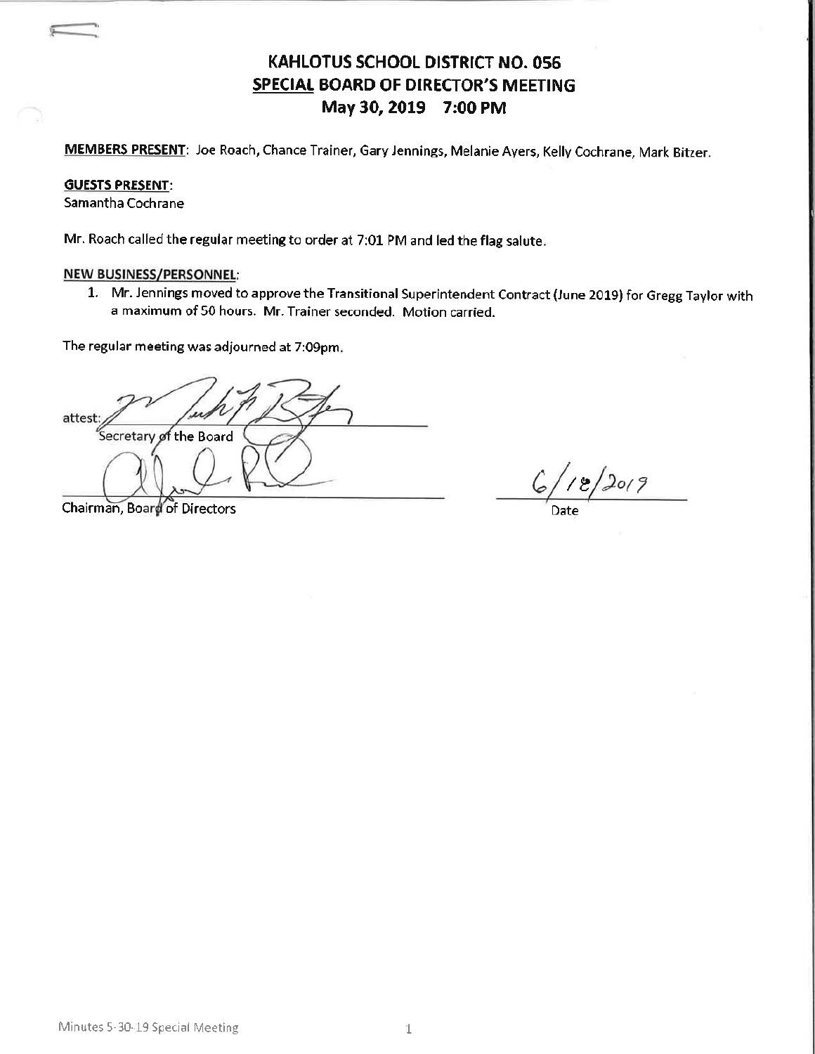# KAHLOTUS SCHOOL DISTRICT NO. 056
## SPECIAL BOARD OF DIRECTOR'S MEETING
## May 30, 2019 7:00 PM

**MEMBERS PRESENT**: Joe Roach, Chance Trainer, Gary Jennings, Melanie Ayers, Kelly Cochrane, Mark Bitzer.

**GUESTS PRESENT**:
Samantha Cochrane

Mr. Roach called the regular meeting to order at 7:01 PM and led the flag salute.

**NEW BUSINESS/PERSONNEL**:

1. Mr. Jennings moved to approve the Transitional Superintendent Contract (June 2019) for Gregg Taylor with a maximum of 50 hours. Mr. Trainer seconded. Motion carried.

The regular meeting was adjourned at 7:09pm.

attest: ______________________
Secretary of the Board

______________________
Chairman, Board of Directors

6/18/2019
Date

Minutes 5-30-19 Special Meeting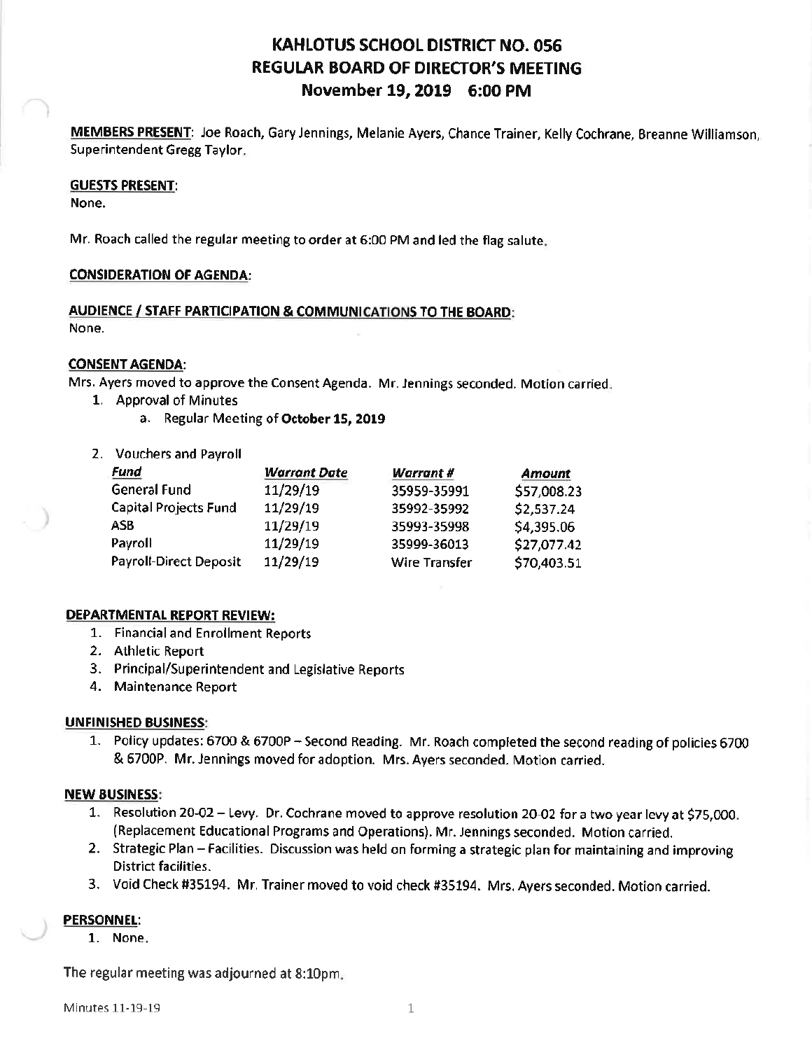# KAHLOTUS SCHOOL DISTRICT NO. 056
## REGULAR BOARD OF DIRECTOR'S MEETING
### November 19, 2019 6:00 PM

**MEMBERS PRESENT**: Joe Roach, Gary Jennings, Melanie Ayers, Chance Trainer, Kelly Cochrane, Breanne Williamson, Superintendent Gregg Taylor.

**GUESTS PRESENT**:
None.

Mr. Roach called the regular meeting to order at 6:00 PM and led the flag salute.

**CONSIDERATION OF AGENDA**:

**AUDIENCE / STAFF PARTICIPATION & COMMUNICATIONS TO THE BOARD**:
None.

**CONSENT AGENDA**:
Mrs. Ayers moved to approve the Consent Agenda. Mr. Jennings seconded. Motion carried.

1. Approval of Minutes
   a. Regular Meeting of **October 15, 2019**

2. Vouchers and Payroll

| *Fund* | *Warrant Date* | *Warrant #* | *Amount* |
|---|---|---|---|
| General Fund | 11/29/19 | 35959-35991 | $57,008.23 |
| Capital Projects Fund | 11/29/19 | 35992-35992 | $2,537.24 |
| ASB | 11/29/19 | 35993-35998 | $4,395.06 |
| Payroll | 11/29/19 | 35999-36013 | $27,077.42 |
| Payroll-Direct Deposit | 11/29/19 | Wire Transfer | $70,403.51 |

**DEPARTMENTAL REPORT REVIEW:**
1. Financial and Enrollment Reports
2. Athletic Report
3. Principal/Superintendent and Legislative Reports
4. Maintenance Report

**UNFINISHED BUSINESS**:
1. Policy updates: 6700 & 6700P – Second Reading. Mr. Roach completed the second reading of policies 6700 & 6700P. Mr. Jennings moved for adoption. Mrs. Ayers seconded. Motion carried.

**NEW BUSINESS**:
1. Resolution 20-02 – Levy. Dr. Cochrane moved to approve resolution 20-02 for a two year levy at $75,000. (Replacement Educational Programs and Operations). Mr. Jennings seconded. Motion carried.
2. Strategic Plan – Facilities. Discussion was held on forming a strategic plan for maintaining and improving District facilities.
3. Void Check #35194. Mr. Trainer moved to void check #35194. Mrs. Ayers seconded. Motion carried.

**PERSONNEL**:
1. None.

The regular meeting was adjourned at 8:10pm.

Minutes 11-19-19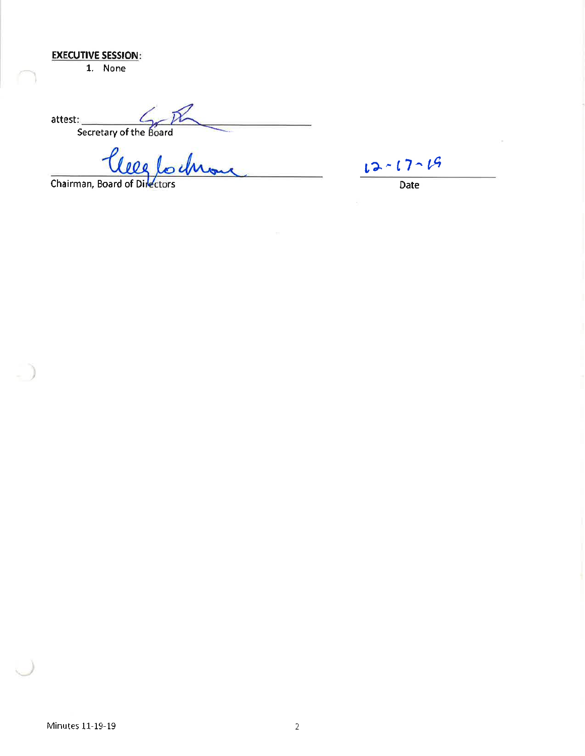**EXECUTIVE SESSION:**

1. None

attest: ______________________________
Secretary of the Board

______________________________
Chairman, Board of Directors

12-17-19
______________________________
Date

Minutes 11-19-19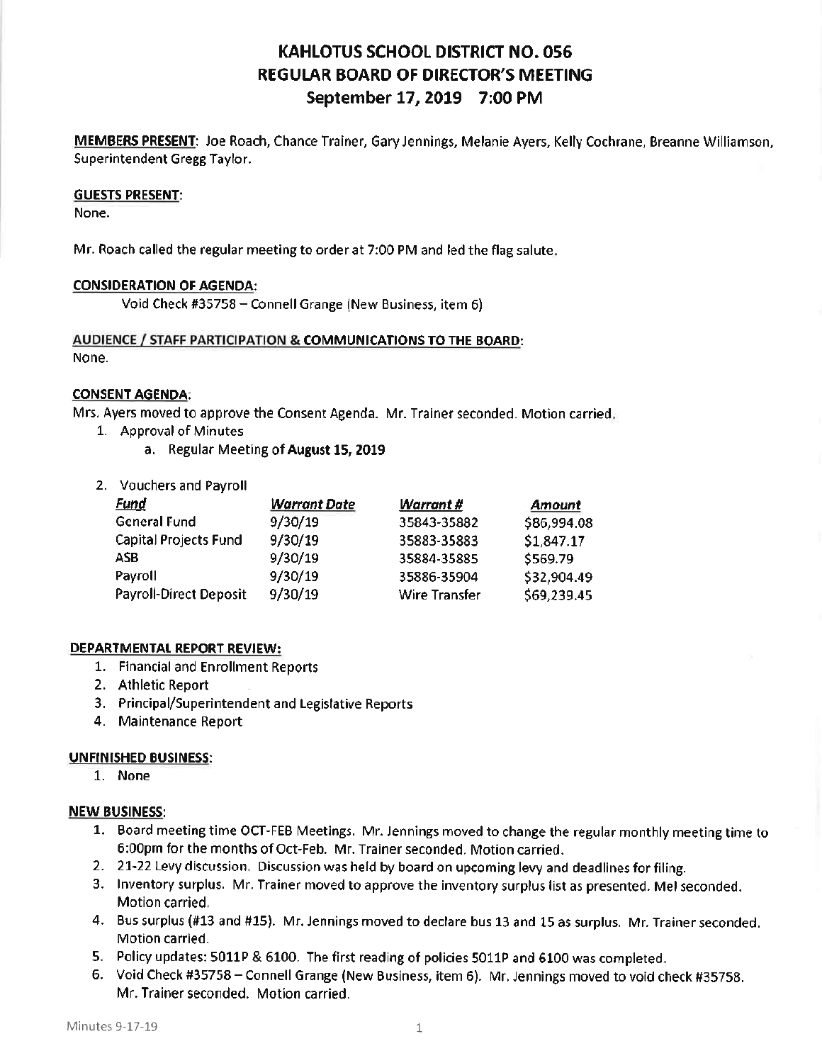# KAHLOTUS SCHOOL DISTRICT NO. 056
# REGULAR BOARD OF DIRECTOR'S MEETING
## September 17, 2019 7:00 PM

**MEMBERS PRESENT**: Joe Roach, Chance Trainer, Gary Jennings, Melanie Ayers, Kelly Cochrane, Breanne Williamson, Superintendent Gregg Taylor.

**GUESTS PRESENT**:
None.

Mr. Roach called the regular meeting to order at 7:00 PM and led the flag salute.

**CONSIDERATION OF AGENDA**:

Void Check #35758 – Connell Grange (New Business, item 6)

**AUDIENCE / STAFF PARTICIPATION & COMMUNICATIONS TO THE BOARD**:
None.

**CONSENT AGENDA**:
Mrs. Ayers moved to approve the Consent Agenda. Mr. Trainer seconded. Motion carried.

1. Approval of Minutes
   a. Regular Meeting of **August 15, 2019**

2. Vouchers and Payroll

| *Fund* | *Warrant Date* | *Warrant #* | *Amount* |
|---|---|---|---|
| General Fund | 9/30/19 | 35843-35882 | $86,994.08 |
| Capital Projects Fund | 9/30/19 | 35883-35883 | $1,847.17 |
| ASB | 9/30/19 | 35884-35885 | $569.79 |
| Payroll | 9/30/19 | 35886-35904 | $32,904.49 |
| Payroll-Direct Deposit | 9/30/19 | Wire Transfer | $69,239.45 |

**DEPARTMENTAL REPORT REVIEW:**
1. Financial and Enrollment Reports
2. Athletic Report
3. Principal/Superintendent and Legislative Reports
4. Maintenance Report

**UNFINISHED BUSINESS**:
1. None

**NEW BUSINESS**:
1. Board meeting time OCT-FEB Meetings. Mr. Jennings moved to change the regular monthly meeting time to 6:00pm for the months of Oct-Feb. Mr. Trainer seconded. Motion carried.
2. 21-22 Levy discussion. Discussion was held by board on upcoming levy and deadlines for filing.
3. Inventory surplus. Mr. Trainer moved to approve the inventory surplus list as presented. Mel seconded. Motion carried.
4. Bus surplus (#13 and #15). Mr. Jennings moved to declare bus 13 and 15 as surplus. Mr. Trainer seconded. Motion carried.
5. Policy updates: 5011P & 6100. The first reading of policies 5011P and 6100 was completed.
6. Void Check #35758 – Connell Grange (New Business, item 6). Mr. Jennings moved to void check #35758. Mr. Trainer seconded. Motion carried.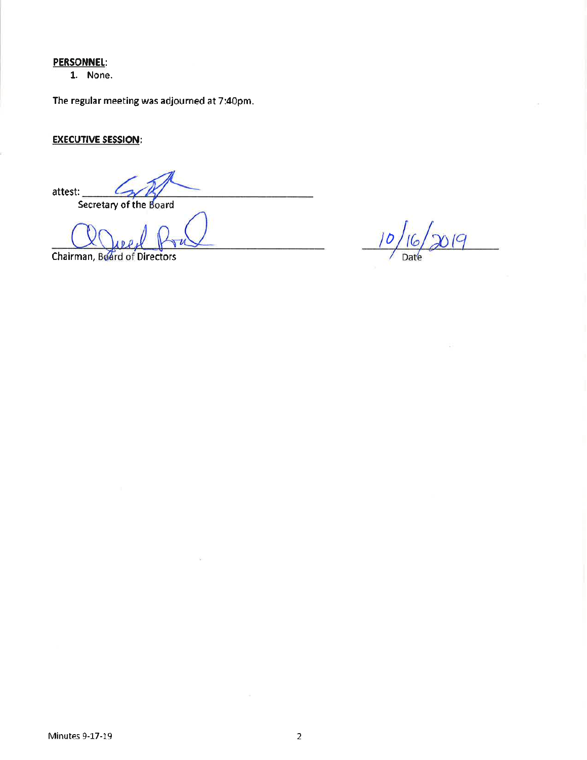**PERSONNEL**:

1. None.

The regular meeting was adjourned at 7:40pm.

**EXECUTIVE SESSION**:

attest: ______________________________
Secretary of the Board

______________________________ 10/16/2019
Chairman, Board of Directors Date

Minutes 9-17-19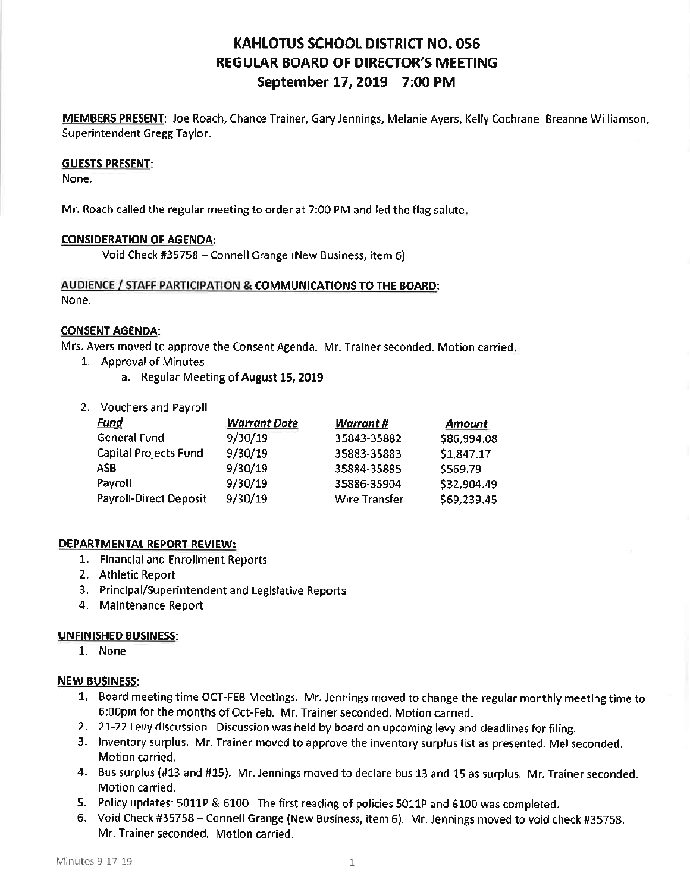# KAHLOTUS SCHOOL DISTRICT NO. 056
# REGULAR BOARD OF DIRECTOR'S MEETING
# September 17, 2019 7:00 PM

**MEMBERS PRESENT**: Joe Roach, Chance Trainer, Gary Jennings, Melanie Ayers, Kelly Cochrane, Breanne Williamson, Superintendent Gregg Taylor.

**GUESTS PRESENT**:
None.

Mr. Roach called the regular meeting to order at 7:00 PM and led the flag salute.

**CONSIDERATION OF AGENDA**:

Void Check #35758 – Connell Grange (New Business, item 6)

**AUDIENCE / STAFF PARTICIPATION & COMMUNICATIONS TO THE BOARD**:
None.

**CONSENT AGENDA**:
Mrs. Ayers moved to approve the Consent Agenda. Mr. Trainer seconded. Motion carried.

1. Approval of Minutes
   a. Regular Meeting of **August 15, 2019**
2. Vouchers and Payroll

| *Fund* | *Warrant Date* | *Warrant #* | *Amount* |
|---|---|---|---|
| General Fund | 9/30/19 | 35843-35882 | $86,994.08 |
| Capital Projects Fund | 9/30/19 | 35883-35883 | $1,847.17 |
| ASB | 9/30/19 | 35884-35885 | $569.79 |
| Payroll | 9/30/19 | 35886-35904 | $32,904.49 |
| Payroll-Direct Deposit | 9/30/19 | Wire Transfer | $69,239.45 |

**DEPARTMENTAL REPORT REVIEW:**

1. Financial and Enrollment Reports
2. Athletic Report
3. Principal/Superintendent and Legislative Reports
4. Maintenance Report

**UNFINISHED BUSINESS**:

1. None

**NEW BUSINESS**:

1. Board meeting time OCT-FEB Meetings. Mr. Jennings moved to change the regular monthly meeting time to 6:00pm for the months of Oct-Feb. Mr. Trainer seconded. Motion carried.
2. 21-22 Levy discussion. Discussion was held by board on upcoming levy and deadlines for filing.
3. Inventory surplus. Mr. Trainer moved to approve the inventory surplus list as presented. Mel seconded. Motion carried.
4. Bus surplus (#13 and #15). Mr. Jennings moved to declare bus 13 and 15 as surplus. Mr. Trainer seconded. Motion carried.
5. Policy updates: 5011P & 6100. The first reading of policies 5011P and 6100 was completed.
6. Void Check #35758 – Connell Grange (New Business, item 6). Mr. Jennings moved to void check #35758. Mr. Trainer seconded. Motion carried.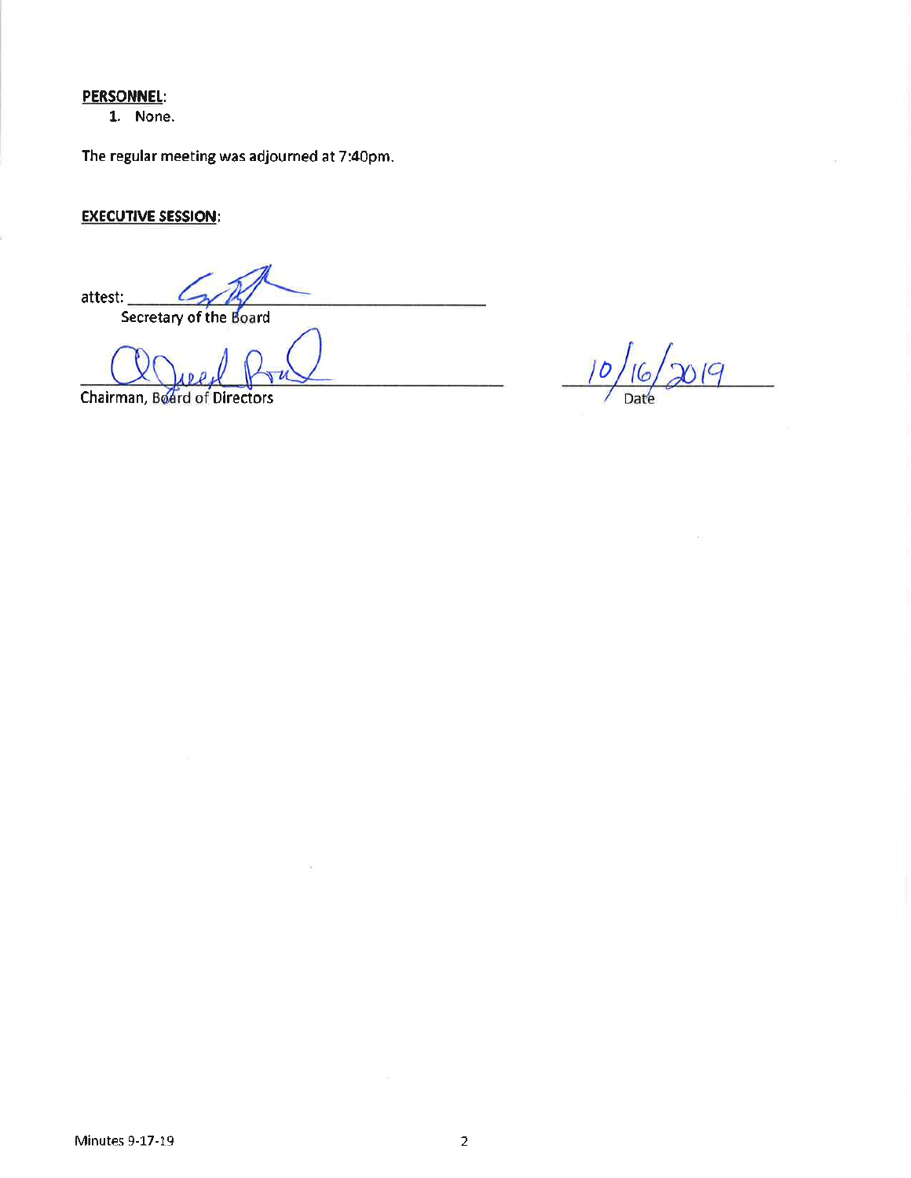**PERSONNEL**:

1. None.

The regular meeting was adjourned at 7:40pm.

**EXECUTIVE SESSION**:

attest: \_\_\_\_\_\_\_\_\_\_\_\_\_\_\_\_\_\_\_\_\_\_\_\_\_\_\_\_\_\_\_\_\_\_\_\_\_\_\_\_\_\_

Secretary of the Board

\_\_\_\_\_\_\_\_\_\_\_\_\_\_\_\_\_\_\_\_\_\_\_\_\_\_\_\_\_\_\_\_\_\_\_\_\_\_\_\_\_\_ 10/16/2019

Chairman, Board of Directors Date

Minutes 9-17-19